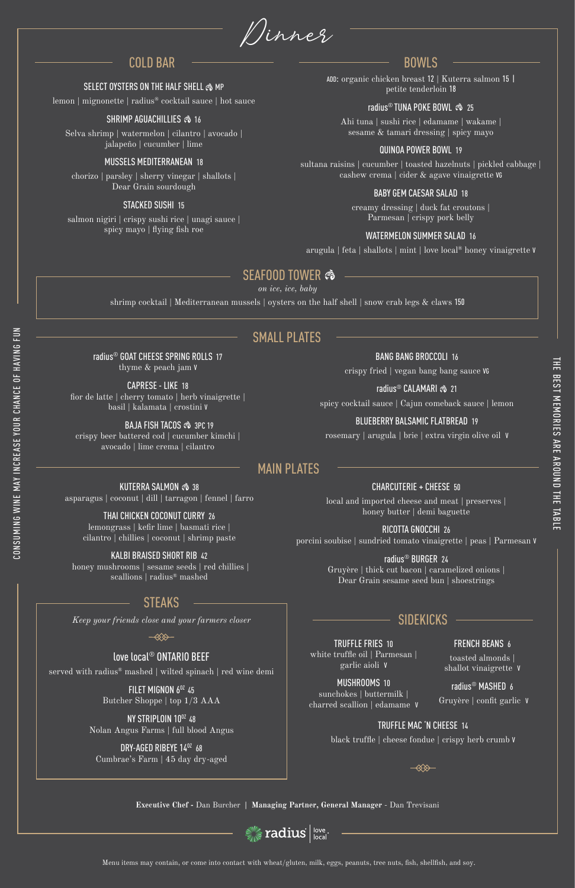# Dinner

## COLD BAR

### SELECT OYSTERS ON THE HALF SHELL MP

lemon | mignonette | radius® cocktail sauce | hot sauce

### SHRIMP AGUACHILLIES 16

Selva shrimp | watermelon | cilantro | avocado | jalapeño | cucumber | lime

### MUSSELS MEDITERRANEAN 18

chorizo | parsley | sherry vinegar | shallots | Dear Grain sourdough

### STACKED SUSHI 15

salmon nigiri | crispy sushi rice | unagi sauce | spicy mayo | flying fish roe

## BOWLS

ADD: organic chicken breast 12 | Kuterra salmon 15 | petite tenderloin 18

### radius® TUNA POKE BOWL 25

Ahi tuna | sushi rice | edamame | wakame | sesame & tamari dressing | spicy mayo

### QUINOA POWER BOWL 19

sultana raisins | cucumber | toasted hazelnuts | pickled cabbage | cashew crema | cider & agave vinaigrette VG

### BABY GEM CAESAR SALAD 18

creamy dressing | duck fat croutons | Parmesan | crispy pork belly

### WATERMELON SUMMER SALAD 16

arugula | feta | shallots | mint | love local® honey vinaigrette V

## SEAFOOD TOWER

*on ice, ice, baby*

shrimp cocktail | Mediterranean mussels | oysters on the half shell | snow crab legs & claws 150

## SMALL PLATES

### radius® GOAT CHEESE SPRING ROLLS 17

thyme & peach jam V

### CAPRESE - LIKE 18

fior de latte | cherry tomato | herb vinaigrette | basil | kalamata | crostini V

### BAJA FISH TACOS 3PC 19

crispy beer battered cod | cucumber kimchi | avocado | lime crema | cilantro

### BANG BANG BROCCOLI 16

crispy fried | vegan bang bang sauce VG

### radius® CALAMARI 21

spicy cocktail sauce | Cajun comeback sauce | lemon

### BLUEBERRY BALSAMIC FLATBREAD 19

rosemary | arugula | brie | extra virgin olive oil V

## MAIN PLATES

### KUTERRA SALMON 38

asparagus | coconut | dill | tarragon | fennel | farro

### THAI CHICKEN COCONUT CURRY 26

lemongrass | kefir lime | basmati rice | cilantro | chillies | coconut | shrimp paste

### KALBI BRAISED SHORT RIB 42

honey mushrooms | sesame seeds | red chillies | scallions | radius® mashed

### CHARCUTERIE + CHEESE 50

local and imported cheese and meat | preserves | honey butter | demi baguette

### RICOTTA GNOCCHI 26

porcini soubise | sundried tomato vinaigrette | peas | Parmesan V

### radius® BURGER 24

Gruyère | thick cut bacon | caramelized onions | Dear Grain sesame seed bun | shoestrings

## STEAKS

*Keep your friends close and your farmers closer*

### love local® ONTARIO BEEF

served with radius® mashed | wilted spinach | red wine demi

### FILET MIGNON 6OZ 45

Butcher Shoppe | top 1/3 AAA

### NY STRIPLOIN 10OZ 48

Nolan Angus Farms | full blood Angus

### DRY-AGED RIBEYE 14OZ 68

Cumbrae's Farm | 45 day dry-aged

## SIDEKICKS

### TRUFFLE FRIES 10

white truffle oil | Parmesan | garlic aioli V

### MUSHROOMS 10

sunchokes | buttermilk | charred scallion | edamame V

### FRENCH BEANS 6

toasted almonds | shallot vinaigrette V

### radius® MASHED 6

Gruyère | confit garlic V

### TRUFFLE MAC 'N CHEESE 14

black truffle | cheese fondue | crispy herb crumb V

CONSUMING WINE MAY INCREASE YOUR CHANCE OF HAVING FUN

THE BEST MEMORIES ARE AROUND THE TABLE

**Executive Chef** - Dan Burcher | **Managing Partner, General Manager** - Dan Trevisani

radius | love local

Menu items may contain, or come into contact with wheat/gluten, milk, eggs, peanuts, tree nuts, fish, shellfish, and soy.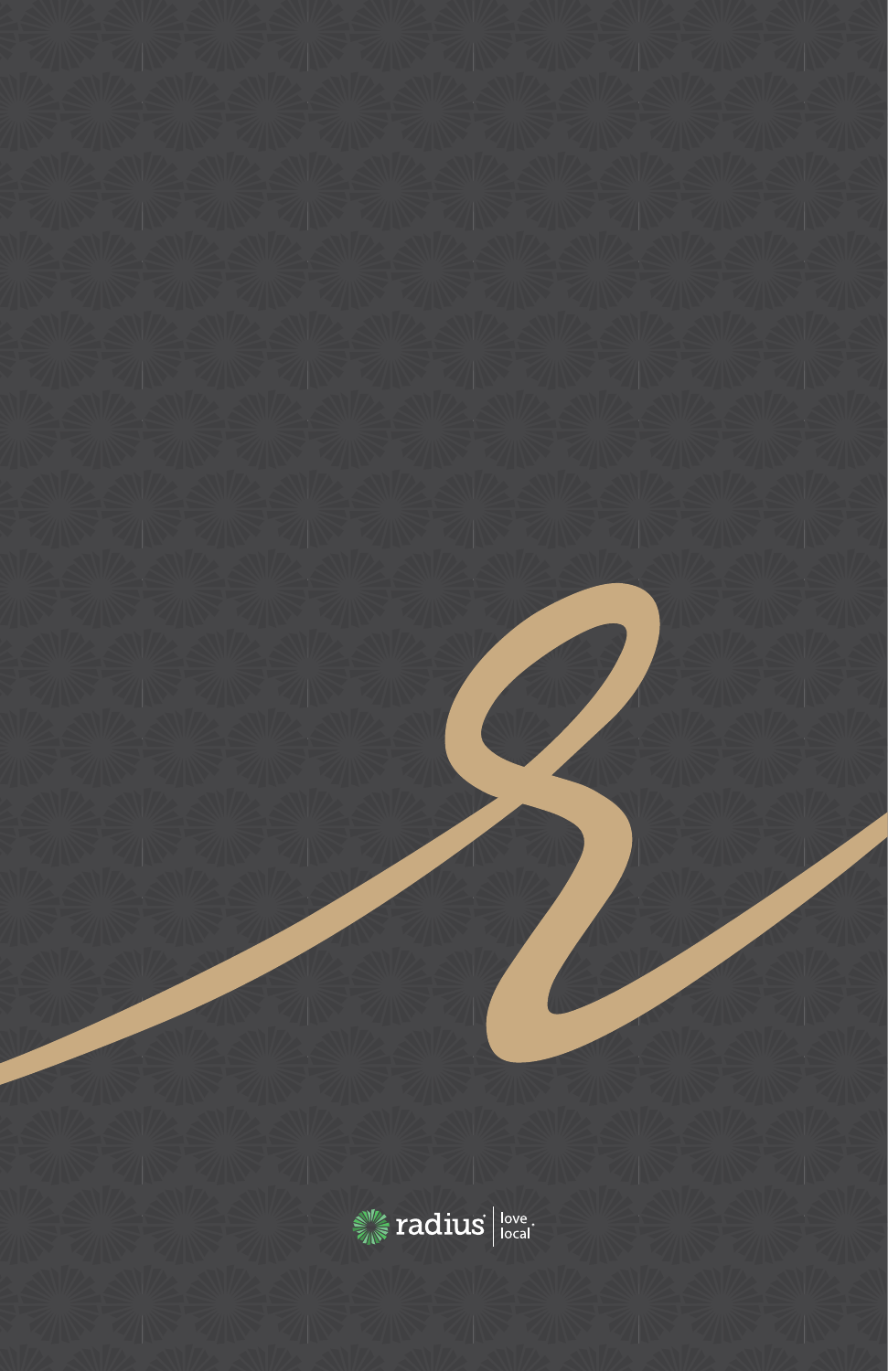radius | love local